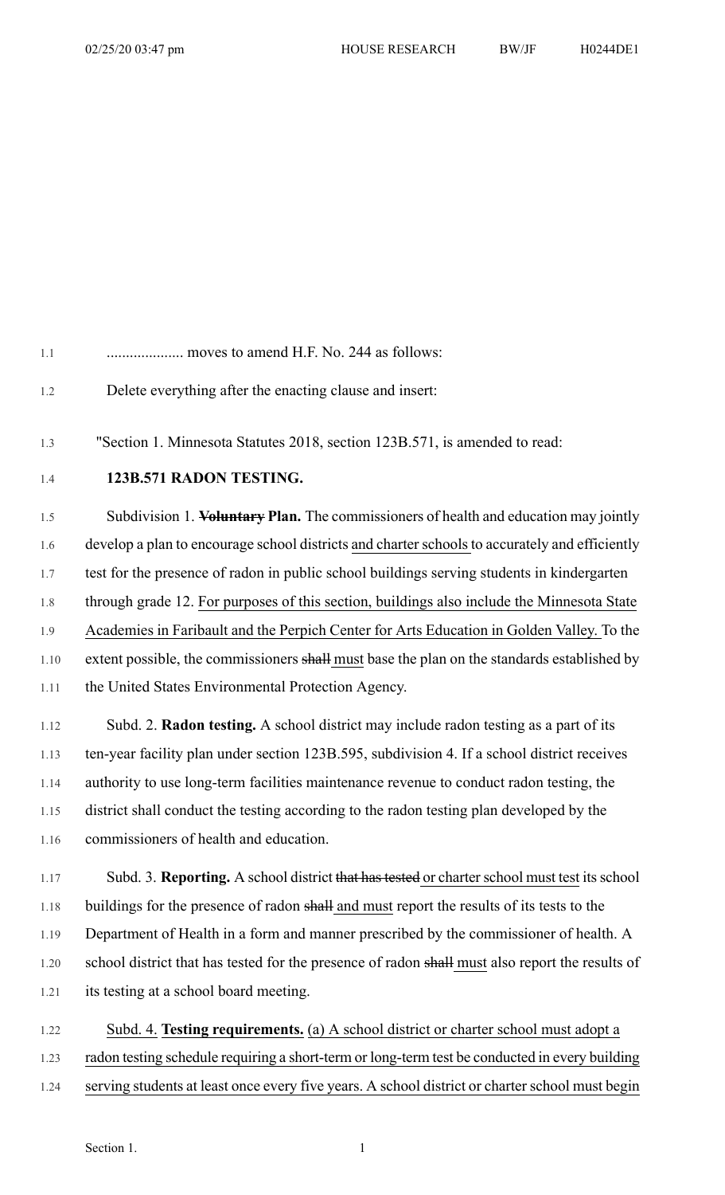.................... moves to amend H.F. No. 244 as follows:

Delete everything after the enacting clause and insert:

"Section 1. Minnesota Statutes 2018, section 123B.571, is amended to read:

**123B.571 RADON TESTING.**

Subdivision 1. ~~**Voluntary**~~ **Plan.** The commissioners of health and education may jointly develop a plan to encourage school districts <u>and charter schools</u> to accurately and efficiently test for the presence of radon in public school buildings serving students in kindergarten through grade 12. <u>For purposes of this section, buildings also include the Minnesota State Academies in Faribault and the Perpich Center for Arts Education in Golden Valley.</u> To the extent possible, the commissioners ~~shall~~ <u>must</u> base the plan on the standards established by the United States Environmental Protection Agency.

Subd. 2. **Radon testing.** A school district may include radon testing as a part of its ten-year facility plan under section 123B.595, subdivision 4. If a school district receives authority to use long-term facilities maintenance revenue to conduct radon testing, the district shall conduct the testing according to the radon testing plan developed by the commissioners of health and education.

Subd. 3. **Reporting.** A school district ~~that has tested~~ <u>or charter school must test</u> its school buildings for the presence of radon ~~shall~~ <u>and must</u> report the results of its tests to the Department of Health in a form and manner prescribed by the commissioner of health. A school district that has tested for the presence of radon ~~shall~~ <u>must</u> also report the results of its testing at a school board meeting.

<u>Subd. 4.</u> <u>**Testing requirements.**</u> <u>(a) A school district or charter school must adopt a radon testing schedule requiring a short-term or long-term test be conducted in every building serving students at least once every five years. A school district or charter school must begin</u>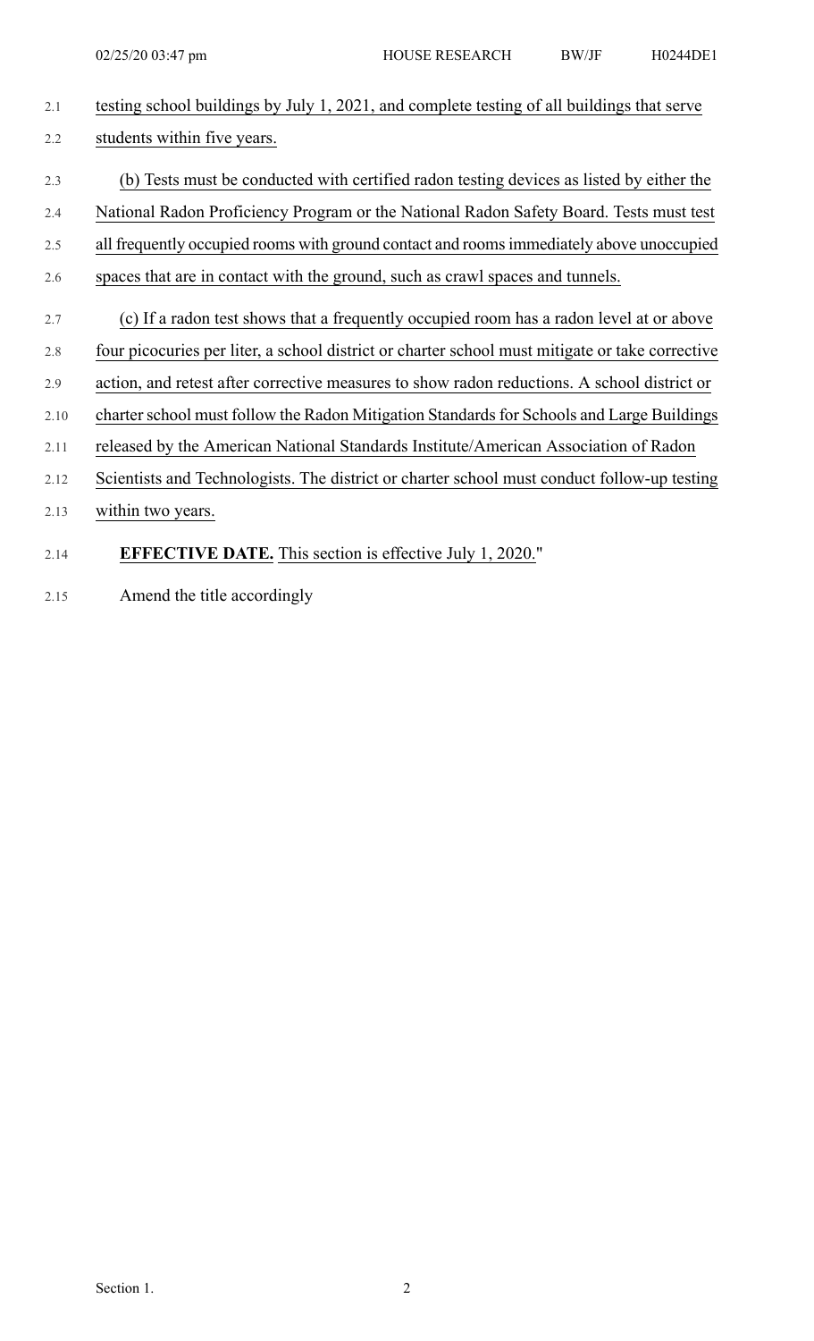testing school buildings by July 1, 2021, and complete testing of all buildings that serve students within five years.

(b) Tests must be conducted with certified radon testing devices as listed by either the National Radon Proficiency Program or the National Radon Safety Board. Tests must test all frequently occupied rooms with ground contact and rooms immediately above unoccupied spaces that are in contact with the ground, such as crawl spaces and tunnels.

(c) If a radon test shows that a frequently occupied room has a radon level at or above four picocuries per liter, a school district or charter school must mitigate or take corrective action, and retest after corrective measures to show radon reductions. A school district or charter school must follow the Radon Mitigation Standards for Schools and Large Buildings released by the American National Standards Institute/American Association of Radon Scientists and Technologists. The district or charter school must conduct follow-up testing within two years.

**EFFECTIVE DATE.** This section is effective July 1, 2020."

Amend the title accordingly